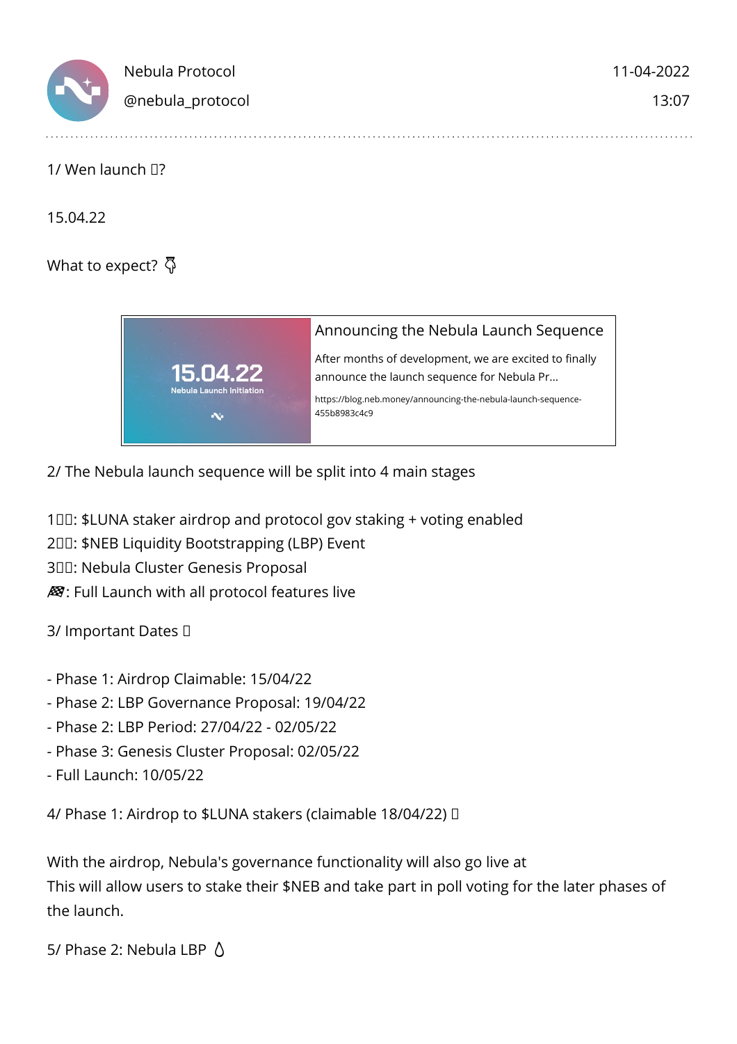Nebula Protocol
@nebula_protocol

11-04-2022
13:07

1/ Wen launch 🚀?

15.04.22

What to expect? 👇

> **Announcing the Nebula Launch Sequence**
>
> After months of development, we are excited to finally announce the launch sequence for Nebula Pr...
>
> https://blog.neb.money/announcing-the-nebula-launch-sequence-455b8983c4c9

2/ The Nebula launch sequence will be split into 4 main stages

1️⃣: $LUNA staker airdrop and protocol gov staking + voting enabled
2️⃣: $NEB Liquidity Bootstrapping (LBP) Event
3️⃣: Nebula Cluster Genesis Proposal
🏁: Full Launch with all protocol features live

3/ Important Dates 📅

- Phase 1: Airdrop Claimable: 15/04/22
- Phase 2: LBP Governance Proposal: 19/04/22
- Phase 2: LBP Period: 27/04/22 - 02/05/22
- Phase 3: Genesis Cluster Proposal: 02/05/22
- Full Launch: 10/05/22

4/ Phase 1: Airdrop to $LUNA stakers (claimable 18/04/22) 🪂

With the airdrop, Nebula's governance functionality will also go live at
This will allow users to stake their $NEB and take part in poll voting for the later phases of the launch.

5/ Phase 2: Nebula LBP 💧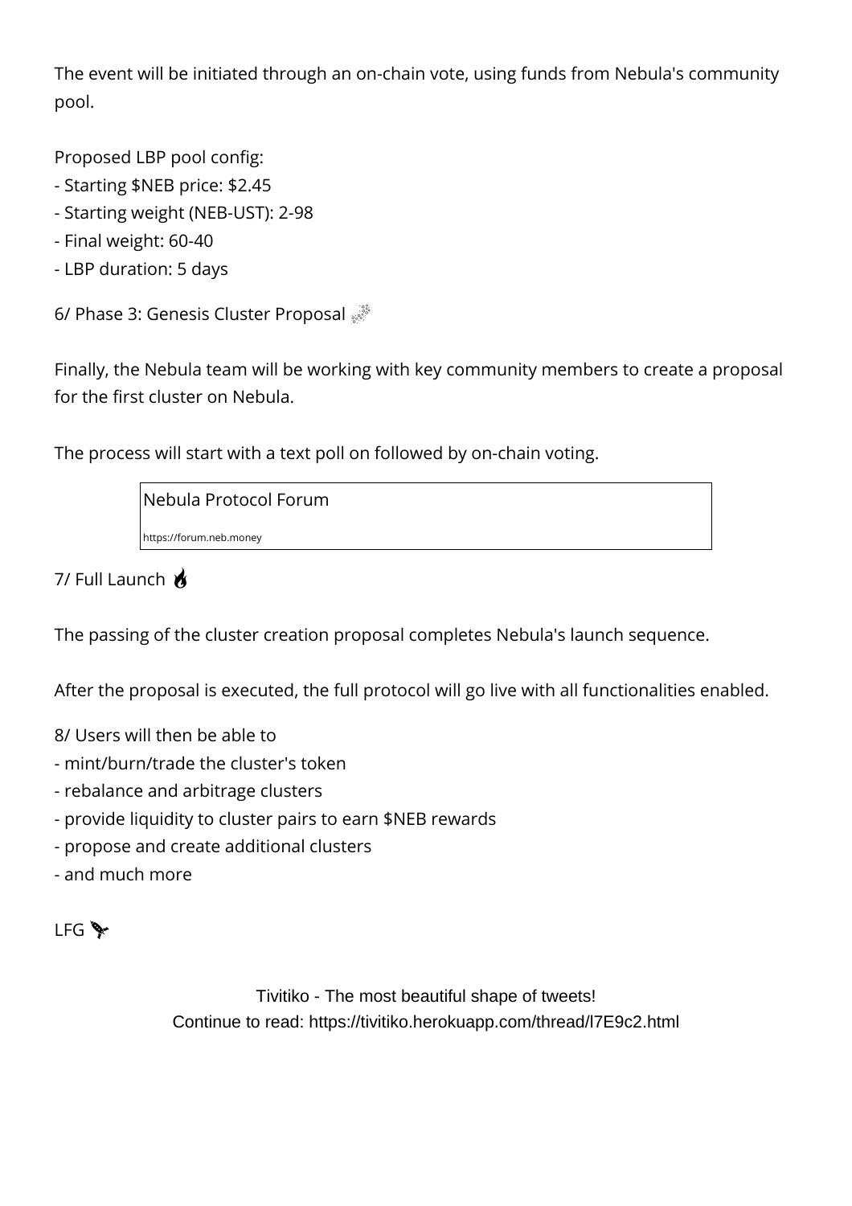The event will be initiated through an on-chain vote, using funds from Nebula's community pool.

Proposed LBP pool config:
- Starting $NEB price: $2.45
- Starting weight (NEB-UST): 2-98
- Final weight: 60-40
- LBP duration: 5 days

6/ Phase 3: Genesis Cluster Proposal 🌌

Finally, the Nebula team will be working with key community members to create a proposal for the first cluster on Nebula.

The process will start with a text poll on followed by on-chain voting.

Nebula Protocol Forum
https://forum.neb.money

7/ Full Launch 🔥

The passing of the cluster creation proposal completes Nebula's launch sequence.

After the proposal is executed, the full protocol will go live with all functionalities enabled.

8/ Users will then be able to
- mint/burn/trade the cluster's token
- rebalance and arbitrage clusters
- provide liquidity to cluster pairs to earn $NEB rewards
- propose and create additional clusters
- and much more

LFG 🚀

Tivitiko - The most beautiful shape of tweets!
Continue to read: https://tivitiko.herokuapp.com/thread/l7E9c2.html